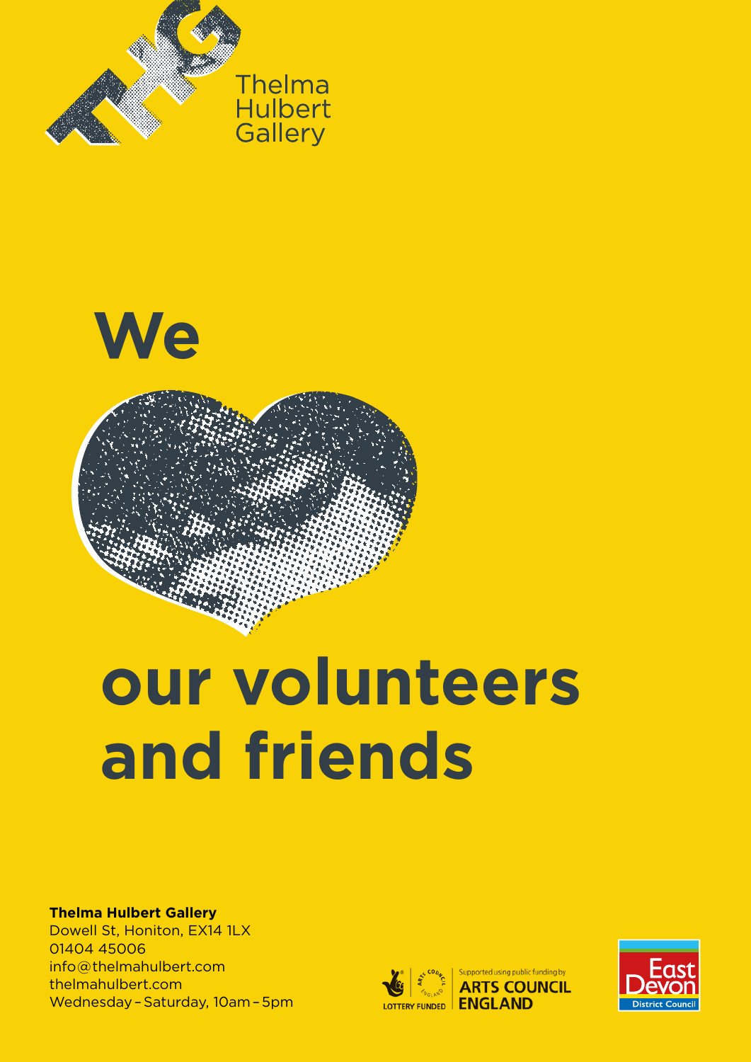Thelma Hulbert Gallery

# We ❤ our volunteers and friends

**Thelma Hulbert Gallery**
Dowell St, Honiton, EX14 1LX
01404 45006
info@thelmahulbert.com
thelmahulbert.com
Wednesday – Saturday, 10am – 5pm

LOTTERY FUNDED | Supported using public funding by ARTS COUNCIL ENGLAND

East Devon District Council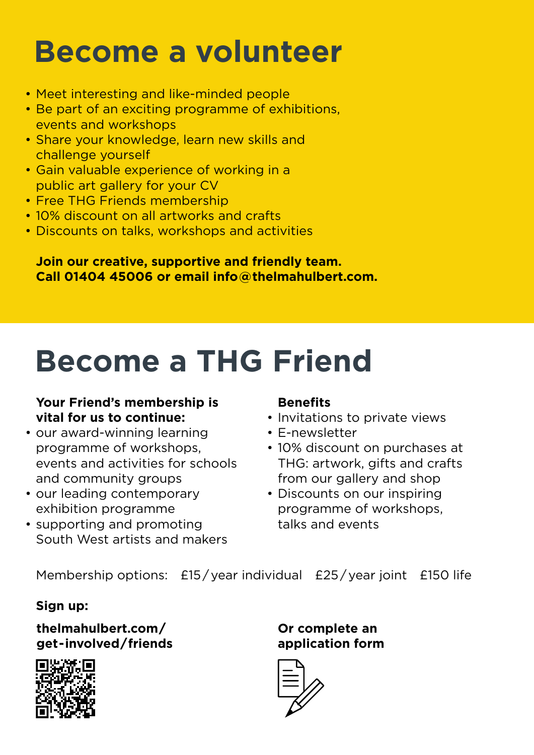# Become a volunteer

- Meet interesting and like-minded people
- Be part of an exciting programme of exhibitions, events and workshops
- Share your knowledge, learn new skills and challenge yourself
- Gain valuable experience of working in a public art gallery for your CV
- Free THG Friends membership
- 10% discount on all artworks and crafts
- Discounts on talks, workshops and activities

**Join our creative, supportive and friendly team.**
**Call 01404 45006 or email info@thelmahulbert.com.**

# Become a THG Friend

**Your Friend's membership is vital for us to continue:**

- our award-winning learning programme of workshops, events and activities for schools and community groups
- our leading contemporary exhibition programme
- supporting and promoting South West artists and makers

**Benefits**

- Invitations to private views
- E-newsletter
- 10% discount on purchases at THG: artwork, gifts and crafts from our gallery and shop
- Discounts on our inspiring programme of workshops, talks and events

Membership options: £15 / year individual £25 / year joint £150 life

**Sign up:**

**thelmahulbert.com/get-involved/friends**

**Or complete an application form**